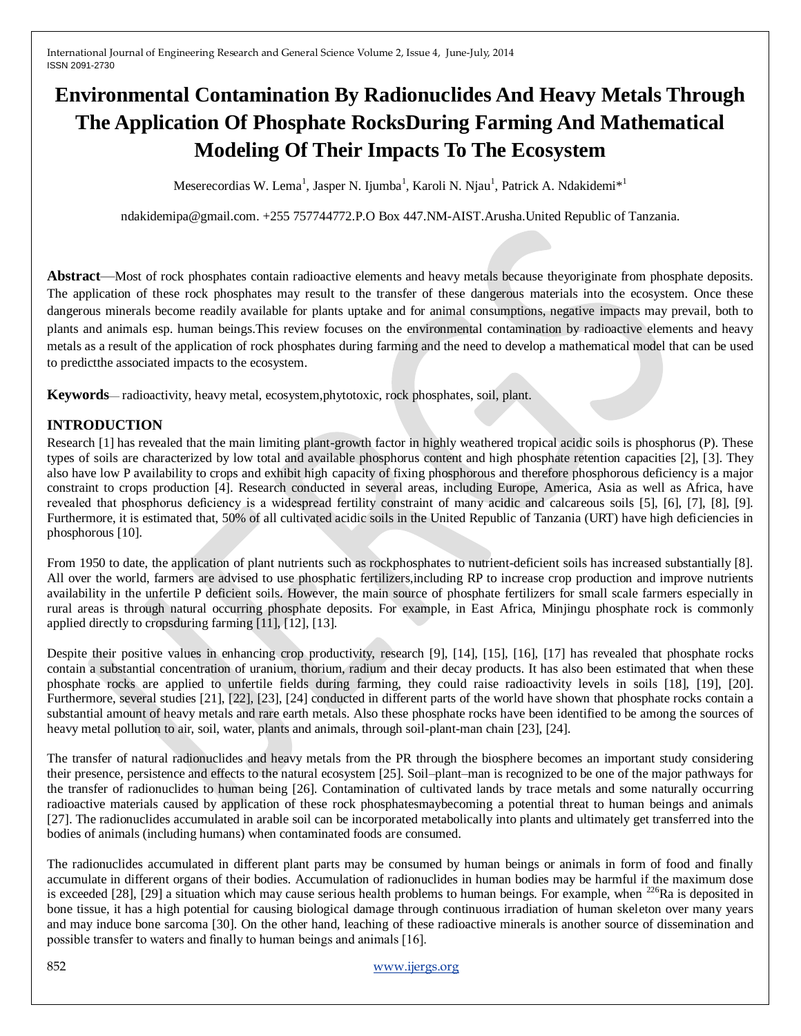# Environmental Contamination By Radionuclides And Heavy Metals Through The Application Of Phosphate RocksDuring Farming And Mathematical Modeling Of Their Impacts To The Ecosystem

Meserecordias W. Lema[1], Jasper N. Ijumba[1], Karoli N. Njau[1], Patrick A. Ndakidemi*[1]

ndakidemipa@gmail.com. +255 757744772.P.O Box 447.NM-AIST.Arusha.United Republic of Tanzania.

**Abstract**—Most of rock phosphates contain radioactive elements and heavy metals because theyoriginate from phosphate deposits. The application of these rock phosphates may result to the transfer of these dangerous materials into the ecosystem. Once these dangerous minerals become readily available for plants uptake and for animal consumptions, negative impacts may prevail, both to plants and animals esp. human beings.This review focuses on the environmental contamination by radioactive elements and heavy metals as a result of the application of rock phosphates during farming and the need to develop a mathematical model that can be used to predictthe associated impacts to the ecosystem.

**Keywords**— radioactivity, heavy metal, ecosystem,phytotoxic, rock phosphates, soil, plant.

## INTRODUCTION

Research [1] has revealed that the main limiting plant-growth factor in highly weathered tropical acidic soils is phosphorus (P). These types of soils are characterized by low total and available phosphorus content and high phosphate retention capacities [2], [3]. They also have low P availability to crops and exhibit high capacity of fixing phosphorous and therefore phosphorous deficiency is a major constraint to crops production [4]. Research conducted in several areas, including Europe, America, Asia as well as Africa, have revealed that phosphorus deficiency is a widespread fertility constraint of many acidic and calcareous soils [5], [6], [7], [8], [9]. Furthermore, it is estimated that, 50% of all cultivated acidic soils in the United Republic of Tanzania (URT) have high deficiencies in phosphorous [10].

From 1950 to date, the application of plant nutrients such as rockphosphates to nutrient-deficient soils has increased substantially [8]. All over the world, farmers are advised to use phosphatic fertilizers,including RP to increase crop production and improve nutrients availability in the unfertile P deficient soils. However, the main source of phosphate fertilizers for small scale farmers especially in rural areas is through natural occurring phosphate deposits. For example, in East Africa, Minjingu phosphate rock is commonly applied directly to cropsduring farming [11], [12], [13].

Despite their positive values in enhancing crop productivity, research [9], [14], [15], [16], [17] has revealed that phosphate rocks contain a substantial concentration of uranium, thorium, radium and their decay products. It has also been estimated that when these phosphate rocks are applied to unfertile fields during farming, they could raise radioactivity levels in soils [18], [19], [20]. Furthermore, several studies [21], [22], [23], [24] conducted in different parts of the world have shown that phosphate rocks contain a substantial amount of heavy metals and rare earth metals. Also these phosphate rocks have been identified to be among the sources of heavy metal pollution to air, soil, water, plants and animals, through soil-plant-man chain [23], [24].

The transfer of natural radionuclides and heavy metals from the PR through the biosphere becomes an important study considering their presence, persistence and effects to the natural ecosystem [25]. Soil–plant–man is recognized to be one of the major pathways for the transfer of radionuclides to human being [26]. Contamination of cultivated lands by trace metals and some naturally occurring radioactive materials caused by application of these rock phosphatesmaybecoming a potential threat to human beings and animals [27]. The radionuclides accumulated in arable soil can be incorporated metabolically into plants and ultimately get transferred into the bodies of animals (including humans) when contaminated foods are consumed.

The radionuclides accumulated in different plant parts may be consumed by human beings or animals in form of food and finally accumulate in different organs of their bodies. Accumulation of radionuclides in human bodies may be harmful if the maximum dose is exceeded [28], [29] a situation which may cause serious health problems to human beings. For example, when $^{226}$Ra is deposited in bone tissue, it has a high potential for causing biological damage through continuous irradiation of human skeleton over many years and may induce bone sarcoma [30]. On the other hand, leaching of these radioactive minerals is another source of dissemination and possible transfer to waters and finally to human beings and animals [16].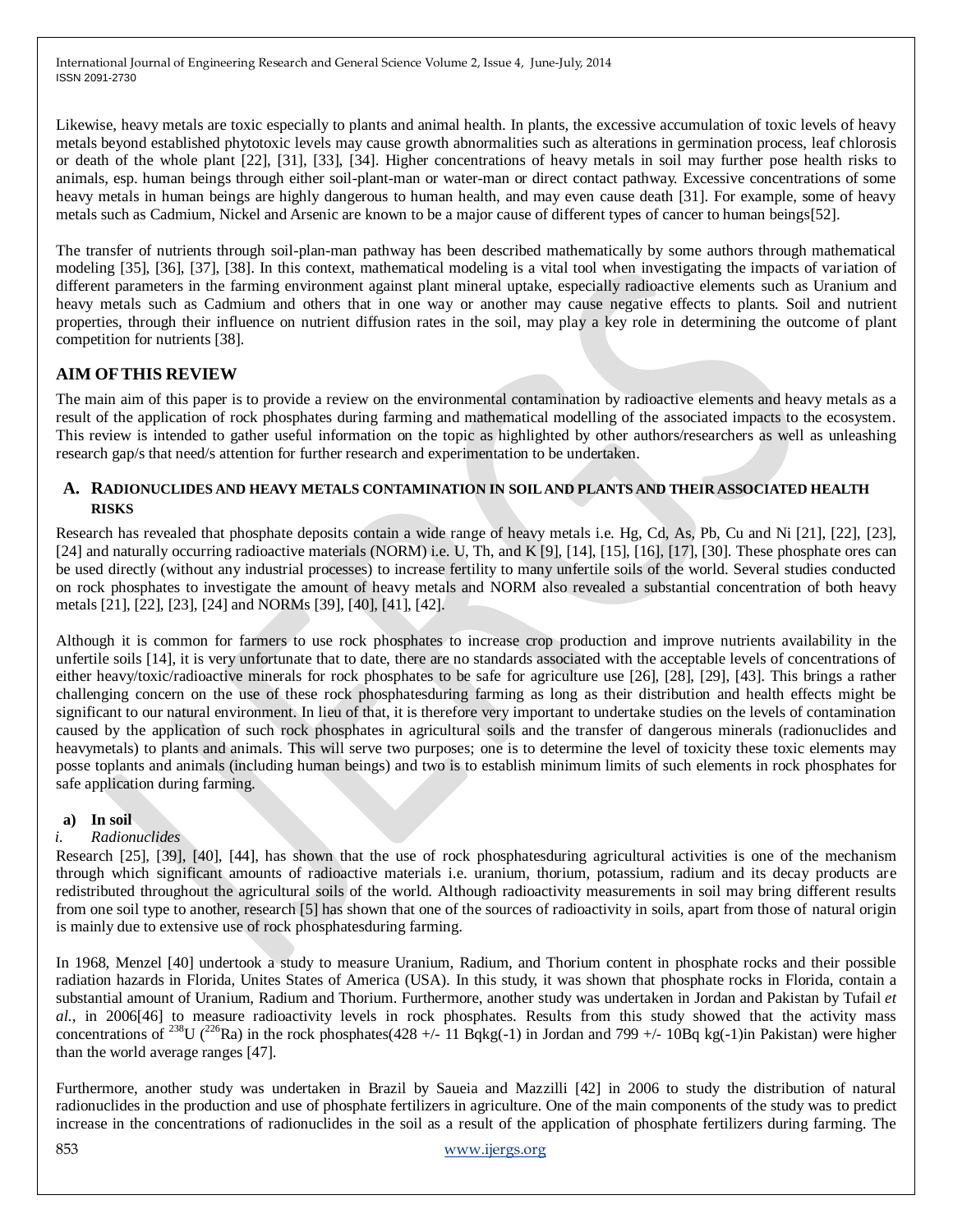Likewise, heavy metals are toxic especially to plants and animal health. In plants, the excessive accumulation of toxic levels of heavy metals beyond established phytotoxic levels may cause growth abnormalities such as alterations in germination process, leaf chlorosis or death of the whole plant [22], [31], [33], [34]. Higher concentrations of heavy metals in soil may further pose health risks to animals, esp. human beings through either soil-plant-man or water-man or direct contact pathway. Excessive concentrations of some heavy metals in human beings are highly dangerous to human health, and may even cause death [31]. For example, some of heavy metals such as Cadmium, Nickel and Arsenic are known to be a major cause of different types of cancer to human beings[52].

The transfer of nutrients through soil-plan-man pathway has been described mathematically by some authors through mathematical modeling [35], [36], [37], [38]. In this context, mathematical modeling is a vital tool when investigating the impacts of variation of different parameters in the farming environment against plant mineral uptake, especially radioactive elements such as Uranium and heavy metals such as Cadmium and others that in one way or another may cause negative effects to plants. Soil and nutrient properties, through their influence on nutrient diffusion rates in the soil, may play a key role in determining the outcome of plant competition for nutrients [38].

## AIM OF THIS REVIEW

The main aim of this paper is to provide a review on the environmental contamination by radioactive elements and heavy metals as a result of the application of rock phosphates during farming and mathematical modelling of the associated impacts to the ecosystem. This review is intended to gather useful information on the topic as highlighted by other authors/researchers as well as unleashing research gap/s that need/s attention for further research and experimentation to be undertaken.

### A. RADIONUCLIDES AND HEAVY METALS CONTAMINATION IN SOIL AND PLANTS AND THEIR ASSOCIATED HEALTH RISKS

Research has revealed that phosphate deposits contain a wide range of heavy metals i.e. Hg, Cd, As, Pb, Cu and Ni [21], [22], [23], [24] and naturally occurring radioactive materials (NORM) i.e. U, Th, and K [9], [14], [15], [16], [17], [30]. These phosphate ores can be used directly (without any industrial processes) to increase fertility to many unfertile soils of the world. Several studies conducted on rock phosphates to investigate the amount of heavy metals and NORM also revealed a substantial concentration of both heavy metals [21], [22], [23], [24] and NORMs [39], [40], [41], [42].

Although it is common for farmers to use rock phosphates to increase crop production and improve nutrients availability in the unfertile soils [14], it is very unfortunate that to date, there are no standards associated with the acceptable levels of concentrations of either heavy/toxic/radioactive minerals for rock phosphates to be safe for agriculture use [26], [28], [29], [43]. This brings a rather challenging concern on the use of these rock phosphatesduring farming as long as their distribution and health effects might be significant to our natural environment. In lieu of that, it is therefore very important to undertake studies on the levels of contamination caused by the application of such rock phosphates in agricultural soils and the transfer of dangerous minerals (radionuclides and heavymetals) to plants and animals. This will serve two purposes; one is to determine the level of toxicity these toxic elements may posse toplants and animals (including human beings) and two is to establish minimum limits of such elements in rock phosphates for safe application during farming.

#### a) In soil

*i. Radionuclides*

Research [25], [39], [40], [44], has shown that the use of rock phosphatesduring agricultural activities is one of the mechanism through which significant amounts of radioactive materials i.e. uranium, thorium, potassium, radium and its decay products are redistributed throughout the agricultural soils of the world. Although radioactivity measurements in soil may bring different results from one soil type to another, research [5] has shown that one of the sources of radioactivity in soils, apart from those of natural origin is mainly due to extensive use of rock phosphatesduring farming.

In 1968, Menzel [40] undertook a study to measure Uranium, Radium, and Thorium content in phosphate rocks and their possible radiation hazards in Florida, Unites States of America (USA). In this study, it was shown that phosphate rocks in Florida, contain a substantial amount of Uranium, Radium and Thorium. Furthermore, another study was undertaken in Jordan and Pakistan by Tufail *et al.,* in 2006[46] to measure radioactivity levels in rock phosphates. Results from this study showed that the activity mass concentrations of $^{238}$U ($^{226}$Ra) in the rock phosphates(428 +/- 11 Bqkg(-1) in Jordan and 799 +/- 10Bq kg(-1)in Pakistan) were higher than the world average ranges [47].

Furthermore, another study was undertaken in Brazil by Saueia and Mazzilli [42] in 2006 to study the distribution of natural radionuclides in the production and use of phosphate fertilizers in agriculture. One of the main components of the study was to predict increase in the concentrations of radionuclides in the soil as a result of the application of phosphate fertilizers during farming. The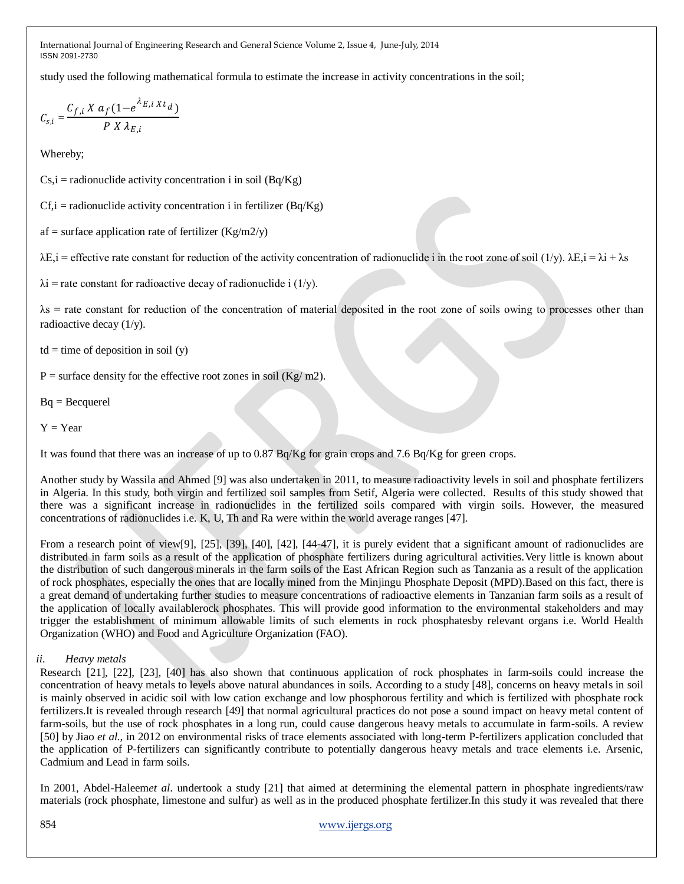study used the following mathematical formula to estimate the increase in activity concentrations in the soil;

$$C_{s,i} = \frac{C_{f,i}\ X\ a_f(1-e^{\lambda_{E,i}\ X\ t_d})}{P\ X\ \lambda_{E,i}}$$

Whereby;

Cs,i = radionuclide activity concentration i in soil (Bq/Kg)

Cf,i = radionuclide activity concentration i in fertilizer (Bq/Kg)

af = surface application rate of fertilizer (Kg/m2/y)

λE,i = effective rate constant for reduction of the activity concentration of radionuclide i in the root zone of soil (1/y). λE,i = λi + λs

λi = rate constant for radioactive decay of radionuclide i (1/y).

λs = rate constant for reduction of the concentration of material deposited in the root zone of soils owing to processes other than radioactive decay (1/y).

td = time of deposition in soil (y)

P = surface density for the effective root zones in soil (Kg/ m2).

Bq = Becquerel

Y = Year

It was found that there was an increase of up to 0.87 Bq/Kg for grain crops and 7.6 Bq/Kg for green crops.

Another study by Wassila and Ahmed [9] was also undertaken in 2011, to measure radioactivity levels in soil and phosphate fertilizers in Algeria. In this study, both virgin and fertilized soil samples from Setif, Algeria were collected. Results of this study showed that there was a significant increase in radionuclides in the fertilized soils compared with virgin soils. However, the measured concentrations of radionuclides i.e. K, U, Th and Ra were within the world average ranges [47].

From a research point of view[9], [25], [39], [40], [42], [44-47], it is purely evident that a significant amount of radionuclides are distributed in farm soils as a result of the application of phosphate fertilizers during agricultural activities.Very little is known about the distribution of such dangerous minerals in the farm soils of the East African Region such as Tanzania as a result of the application of rock phosphates, especially the ones that are locally mined from the Minjingu Phosphate Deposit (MPD).Based on this fact, there is a great demand of undertaking further studies to measure concentrations of radioactive elements in Tanzanian farm soils as a result of the application of locally availablerock phosphates. This will provide good information to the environmental stakeholders and may trigger the establishment of minimum allowable limits of such elements in rock phosphatesby relevant organs i.e. World Health Organization (WHO) and Food and Agriculture Organization (FAO).

*ii. Heavy metals*

Research [21], [22], [23], [40] has also shown that continuous application of rock phosphates in farm-soils could increase the concentration of heavy metals to levels above natural abundances in soils. According to a study [48], concerns on heavy metals in soil is mainly observed in acidic soil with low cation exchange and low phosphorous fertility and which is fertilized with phosphate rock fertilizers.It is revealed through research [49] that normal agricultural practices do not pose a sound impact on heavy metal content of farm-soils, but the use of rock phosphates in a long run, could cause dangerous heavy metals to accumulate in farm-soils. A review [50] by Jiao *et al.,* in 2012 on environmental risks of trace elements associated with long-term P-fertilizers application concluded that the application of P-fertilizers can significantly contribute to potentially dangerous heavy metals and trace elements i.e. Arsenic, Cadmium and Lead in farm soils.

In 2001, Abdel-Haleem*et al*. undertook a study [21] that aimed at determining the elemental pattern in phosphate ingredients/raw materials (rock phosphate, limestone and sulfur) as well as in the produced phosphate fertilizer.In this study it was revealed that there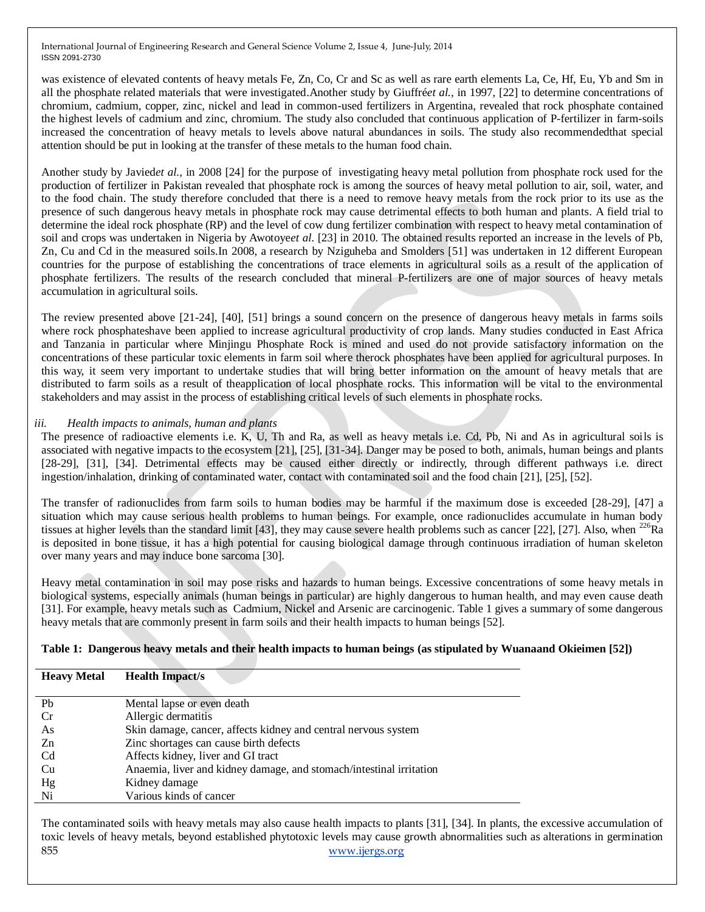was existence of elevated contents of heavy metals Fe, Zn, Co, Cr and Sc as well as rare earth elements La, Ce, Hf, Eu, Yb and Sm in all the phosphate related materials that were investigated.Another study by Giuffré*et al.*, in 1997, [22] to determine concentrations of chromium, cadmium, copper, zinc, nickel and lead in common-used fertilizers in Argentina, revealed that rock phosphate contained the highest levels of cadmium and zinc, chromium. The study also concluded that continuous application of P-fertilizer in farm-soils increased the concentration of heavy metals to levels above natural abundances in soils. The study also recommendedthat special attention should be put in looking at the transfer of these metals to the human food chain.

Another study by Javied*et al.*, in 2008 [24] for the purpose of investigating heavy metal pollution from phosphate rock used for the production of fertilizer in Pakistan revealed that phosphate rock is among the sources of heavy metal pollution to air, soil, water, and to the food chain. The study therefore concluded that there is a need to remove heavy metals from the rock prior to its use as the presence of such dangerous heavy metals in phosphate rock may cause detrimental effects to both human and plants. A field trial to determine the ideal rock phosphate (RP) and the level of cow dung fertilizer combination with respect to heavy metal contamination of soil and crops was undertaken in Nigeria by Awotoye*et al.* [23] in 2010. The obtained results reported an increase in the levels of Pb, Zn, Cu and Cd in the measured soils.In 2008, a research by Nziguheba and Smolders [51] was undertaken in 12 different European countries for the purpose of establishing the concentrations of trace elements in agricultural soils as a result of the application of phosphate fertilizers. The results of the research concluded that mineral P-fertilizers are one of major sources of heavy metals accumulation in agricultural soils.

The review presented above [21-24], [40], [51] brings a sound concern on the presence of dangerous heavy metals in farms soils where rock phosphateshave been applied to increase agricultural productivity of crop lands. Many studies conducted in East Africa and Tanzania in particular where Minjingu Phosphate Rock is mined and used do not provide satisfactory information on the concentrations of these particular toxic elements in farm soil where therock phosphates have been applied for agricultural purposes. In this way, it seem very important to undertake studies that will bring better information on the amount of heavy metals that are distributed to farm soils as a result of theapplication of local phosphate rocks. This information will be vital to the environmental stakeholders and may assist in the process of establishing critical levels of such elements in phosphate rocks.

### *iii. Health impacts to animals, human and plants*

The presence of radioactive elements i.e. K, U, Th and Ra, as well as heavy metals i.e. Cd, Pb, Ni and As in agricultural soils is associated with negative impacts to the ecosystem [21], [25], [31-34]. Danger may be posed to both, animals, human beings and plants [28-29], [31], [34]. Detrimental effects may be caused either directly or indirectly, through different pathways i.e. direct ingestion/inhalation, drinking of contaminated water, contact with contaminated soil and the food chain [21], [25], [52].

The transfer of radionuclides from farm soils to human bodies may be harmful if the maximum dose is exceeded [28-29], [47] a situation which may cause serious health problems to human beings. For example, once radionuclides accumulate in human body tissues at higher levels than the standard limit [43], they may cause severe health problems such as cancer [22], [27]. Also, when $^{226}$Ra is deposited in bone tissue, it has a high potential for causing biological damage through continuous irradiation of human skeleton over many years and may induce bone sarcoma [30].

Heavy metal contamination in soil may pose risks and hazards to human beings. Excessive concentrations of some heavy metals in biological systems, especially animals (human beings in particular) are highly dangerous to human health, and may even cause death [31]. For example, heavy metals such as Cadmium, Nickel and Arsenic are carcinogenic. Table 1 gives a summary of some dangerous heavy metals that are commonly present in farm soils and their health impacts to human beings [52].

**Table 1: Dangerous heavy metals and their health impacts to human beings (as stipulated by Wuanaand Okieimen [52])**

| Heavy Metal | Health Impact/s |
|---|---|
| Pb | Mental lapse or even death |
| Cr | Allergic dermatitis |
| As | Skin damage, cancer, affects kidney and central nervous system |
| Zn | Zinc shortages can cause birth defects |
| Cd | Affects kidney, liver and GI tract |
| Cu | Anaemia, liver and kidney damage, and stomach/intestinal irritation |
| Hg | Kidney damage |
| Ni | Various kinds of cancer |

The contaminated soils with heavy metals may also cause health impacts to plants [31], [34]. In plants, the excessive accumulation of toxic levels of heavy metals, beyond established phytotoxic levels may cause growth abnormalities such as alterations in germination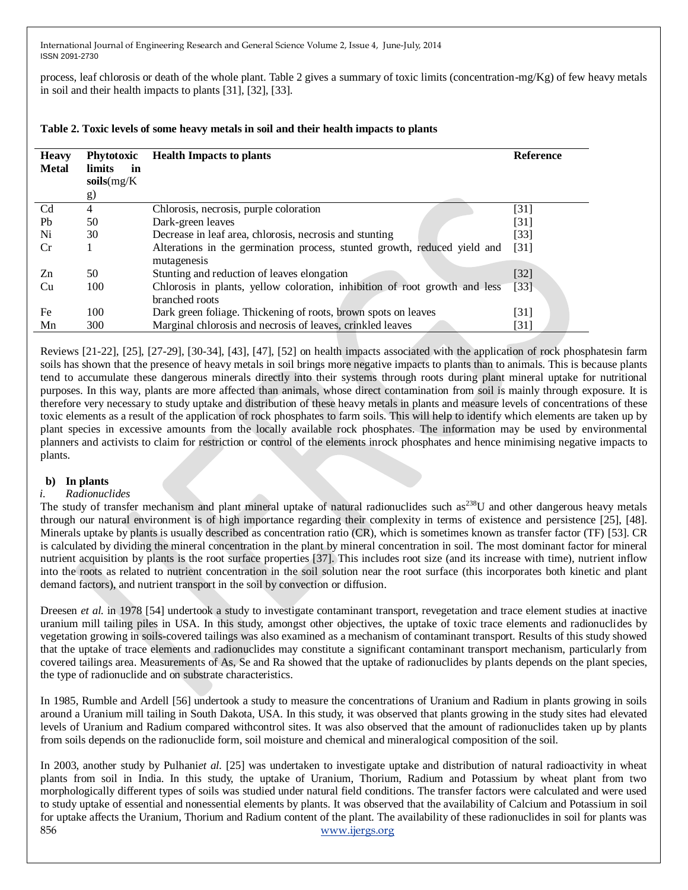process, leaf chlorosis or death of the whole plant. Table 2 gives a summary of toxic limits (concentration-mg/Kg) of few heavy metals in soil and their health impacts to plants [31], [32], [33].

**Table 2. Toxic levels of some heavy metals in soil and their health impacts to plants**

| Heavy Metal | Phytotoxic limits in soils(mg/Kg) | Health Impacts to plants | Reference |
|---|---|---|---|
| Cd | 4 | Chlorosis, necrosis, purple coloration | [31] |
| Pb | 50 | Dark-green leaves | [31] |
| Ni | 30 | Decrease in leaf area, chlorosis, necrosis and stunting | [33] |
| Cr | 1 | Alterations in the germination process, stunted growth, reduced yield and mutagenesis | [31] |
| Zn | 50 | Stunting and reduction of leaves elongation | [32] |
| Cu | 100 | Chlorosis in plants, yellow coloration, inhibition of root growth and less branched roots | [33] |
| Fe | 100 | Dark green foliage. Thickening of roots, brown spots on leaves | [31] |
| Mn | 300 | Marginal chlorosis and necrosis of leaves, crinkled leaves | [31] |

Reviews [21-22], [25], [27-29], [30-34], [43], [47], [52] on health impacts associated with the application of rock phosphatesin farm soils has shown that the presence of heavy metals in soil brings more negative impacts to plants than to animals. This is because plants tend to accumulate these dangerous minerals directly into their systems through roots during plant mineral uptake for nutritional purposes. In this way, plants are more affected than animals, whose direct contamination from soil is mainly through exposure. It is therefore very necessary to study uptake and distribution of these heavy metals in plants and measure levels of concentrations of these toxic elements as a result of the application of rock phosphates to farm soils. This will help to identify which elements are taken up by plant species in excessive amounts from the locally available rock phosphates. The information may be used by environmental planners and activists to claim for restriction or control of the elements inrock phosphates and hence minimising negative impacts to plants.

**b) In plants**

*i. Radionuclides*

The study of transfer mechanism and plant mineral uptake of natural radionuclides such as$^{238}$U and other dangerous heavy metals through our natural environment is of high importance regarding their complexity in terms of existence and persistence [25], [48]. Minerals uptake by plants is usually described as concentration ratio (CR), which is sometimes known as transfer factor (TF) [53]. CR is calculated by dividing the mineral concentration in the plant by mineral concentration in soil. The most dominant factor for mineral nutrient acquisition by plants is the root surface properties [37]. This includes root size (and its increase with time), nutrient inflow into the roots as related to nutrient concentration in the soil solution near the root surface (this incorporates both kinetic and plant demand factors), and nutrient transport in the soil by convection or diffusion.

Dreesen *et al.* in 1978 [54] undertook a study to investigate contaminant transport, revegetation and trace element studies at inactive uranium mill tailing piles in USA. In this study, amongst other objectives, the uptake of toxic trace elements and radionuclides by vegetation growing in soils-covered tailings was also examined as a mechanism of contaminant transport. Results of this study showed that the uptake of trace elements and radionuclides may constitute a significant contaminant transport mechanism, particularly from covered tailings area. Measurements of As, Se and Ra showed that the uptake of radionuclides by plants depends on the plant species, the type of radionuclide and on substrate characteristics.

In 1985, Rumble and Ardell [56] undertook a study to measure the concentrations of Uranium and Radium in plants growing in soils around a Uranium mill tailing in South Dakota, USA. In this study, it was observed that plants growing in the study sites had elevated levels of Uranium and Radium compared withcontrol sites. It was also observed that the amount of radionuclides taken up by plants from soils depends on the radionuclide form, soil moisture and chemical and mineralogical composition of the soil.

In 2003, another study by Pulhani*et al.* [25] was undertaken to investigate uptake and distribution of natural radioactivity in wheat plants from soil in India. In this study, the uptake of Uranium, Thorium, Radium and Potassium by wheat plant from two morphologically different types of soils was studied under natural field conditions. The transfer factors were calculated and were used to study uptake of essential and nonessential elements by plants. It was observed that the availability of Calcium and Potassium in soil for uptake affects the Uranium, Thorium and Radium content of the plant. The availability of these radionuclides in soil for plants was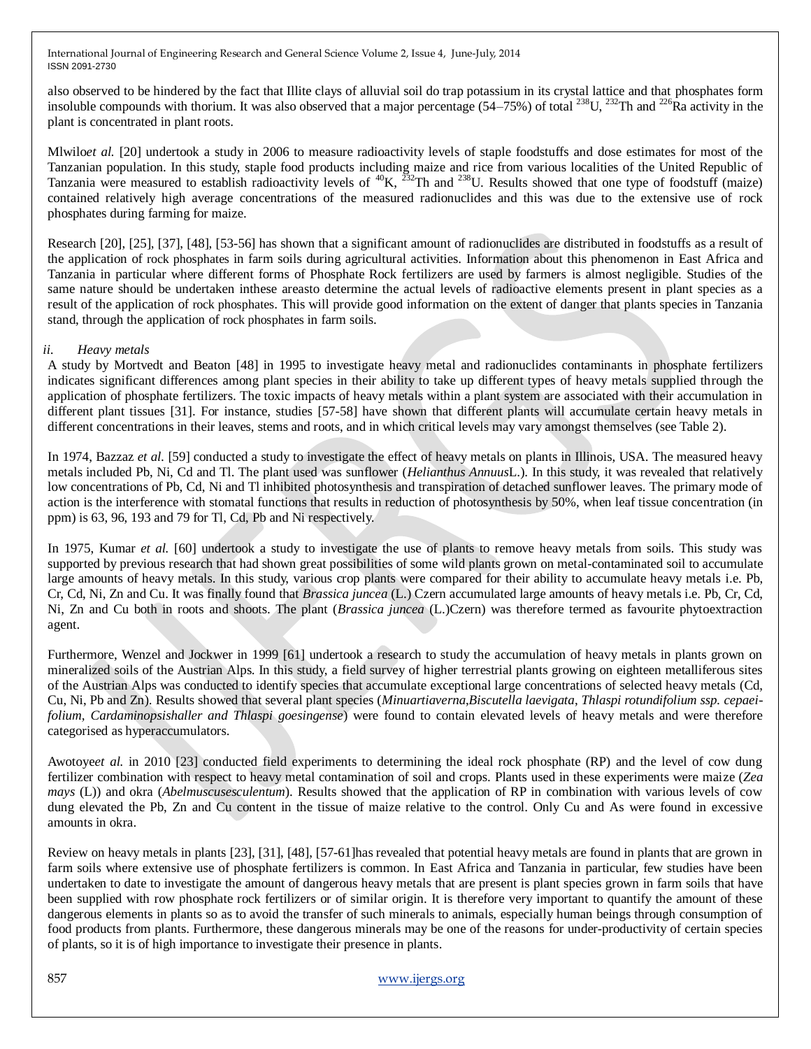also observed to be hindered by the fact that Illite clays of alluvial soil do trap potassium in its crystal lattice and that phosphates form insoluble compounds with thorium. It was also observed that a major percentage (54–75%) of total $^{238}U$, $^{232}Th$ and $^{226}Ra$ activity in the plant is concentrated in plant roots.

Mlwilo*et al.* [20] undertook a study in 2006 to measure radioactivity levels of staple foodstuffs and dose estimates for most of the Tanzanian population. In this study, staple food products including maize and rice from various localities of the United Republic of Tanzania were measured to establish radioactivity levels of $^{40}K$, $^{232}Th$ and $^{238}U$. Results showed that one type of foodstuff (maize) contained relatively high average concentrations of the measured radionuclides and this was due to the extensive use of rock phosphates during farming for maize.

Research [20], [25], [37], [48], [53-56] has shown that a significant amount of radionuclides are distributed in foodstuffs as a result of the application of rock phosphates in farm soils during agricultural activities. Information about this phenomenon in East Africa and Tanzania in particular where different forms of Phosphate Rock fertilizers are used by farmers is almost negligible. Studies of the same nature should be undertaken inthese areasto determine the actual levels of radioactive elements present in plant species as a result of the application of rock phosphates. This will provide good information on the extent of danger that plants species in Tanzania stand, through the application of rock phosphates in farm soils.

*ii. Heavy metals*

A study by Mortvedt and Beaton [48] in 1995 to investigate heavy metal and radionuclides contaminants in phosphate fertilizers indicates significant differences among plant species in their ability to take up different types of heavy metals supplied through the application of phosphate fertilizers. The toxic impacts of heavy metals within a plant system are associated with their accumulation in different plant tissues [31]. For instance, studies [57-58] have shown that different plants will accumulate certain heavy metals in different concentrations in their leaves, stems and roots, and in which critical levels may vary amongst themselves (see Table 2).

In 1974, Bazzaz *et al.* [59] conducted a study to investigate the effect of heavy metals on plants in Illinois, USA. The measured heavy metals included Pb, Ni, Cd and Tl. The plant used was sunflower (*Helianthus Annuus*L.). In this study, it was revealed that relatively low concentrations of Pb, Cd, Ni and Tl inhibited photosynthesis and transpiration of detached sunflower leaves. The primary mode of action is the interference with stomatal functions that results in reduction of photosynthesis by 50%, when leaf tissue concentration (in ppm) is 63, 96, 193 and 79 for Tl, Cd, Pb and Ni respectively.

In 1975, Kumar *et al.* [60] undertook a study to investigate the use of plants to remove heavy metals from soils. This study was supported by previous research that had shown great possibilities of some wild plants grown on metal-contaminated soil to accumulate large amounts of heavy metals. In this study, various crop plants were compared for their ability to accumulate heavy metals i.e. Pb, Cr, Cd, Ni, Zn and Cu. It was finally found that *Brassica juncea* (L.) Czern accumulated large amounts of heavy metals i.e. Pb, Cr, Cd, Ni, Zn and Cu both in roots and shoots. The plant (*Brassica juncea* (L.)Czern) was therefore termed as favourite phytoextraction agent.

Furthermore, Wenzel and Jockwer in 1999 [61] undertook a research to study the accumulation of heavy metals in plants grown on mineralized soils of the Austrian Alps. In this study, a field survey of higher terrestrial plants growing on eighteen metalliferous sites of the Austrian Alps was conducted to identify species that accumulate exceptional large concentrations of selected heavy metals (Cd, Cu, Ni, Pb and Zn). Results showed that several plant species (*Minuartiaverna,Biscutella laevigata, Thlaspi rotundifolium ssp. cepaei-folium, Cardaminopsishaller and Thlaspi goesingense*) were found to contain elevated levels of heavy metals and were therefore categorised as hyperaccumulators.

Awotoye*et al.* in 2010 [23] conducted field experiments to determining the ideal rock phosphate (RP) and the level of cow dung fertilizer combination with respect to heavy metal contamination of soil and crops. Plants used in these experiments were maize (*Zea mays* (L)) and okra (*Abelmuscusesculentum*). Results showed that the application of RP in combination with various levels of cow dung elevated the Pb, Zn and Cu content in the tissue of maize relative to the control. Only Cu and As were found in excessive amounts in okra.

Review on heavy metals in plants [23], [31], [48], [57-61]has revealed that potential heavy metals are found in plants that are grown in farm soils where extensive use of phosphate fertilizers is common. In East Africa and Tanzania in particular, few studies have been undertaken to date to investigate the amount of dangerous heavy metals that are present is plant species grown in farm soils that have been supplied with row phosphate rock fertilizers or of similar origin. It is therefore very important to quantify the amount of these dangerous elements in plants so as to avoid the transfer of such minerals to animals, especially human beings through consumption of food products from plants. Furthermore, these dangerous minerals may be one of the reasons for under-productivity of certain species of plants, so it is of high importance to investigate their presence in plants.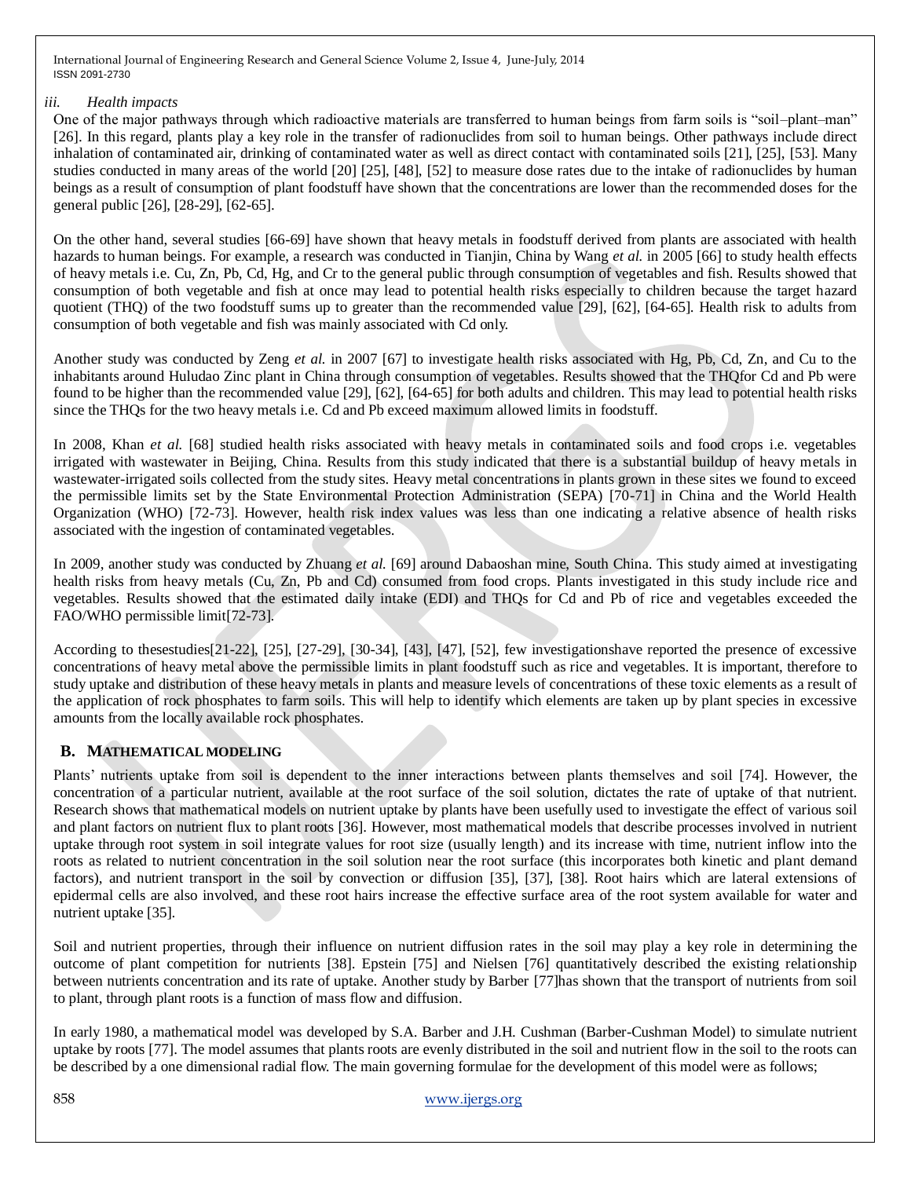*iii. Health impacts*

One of the major pathways through which radioactive materials are transferred to human beings from farm soils is "soil–plant–man" [26]. In this regard, plants play a key role in the transfer of radionuclides from soil to human beings. Other pathways include direct inhalation of contaminated air, drinking of contaminated water as well as direct contact with contaminated soils [21], [25], [53]. Many studies conducted in many areas of the world [20] [25], [48], [52] to measure dose rates due to the intake of radionuclides by human beings as a result of consumption of plant foodstuff have shown that the concentrations are lower than the recommended doses for the general public [26], [28-29], [62-65].

On the other hand, several studies [66-69] have shown that heavy metals in foodstuff derived from plants are associated with health hazards to human beings. For example, a research was conducted in Tianjin, China by Wang *et al.* in 2005 [66] to study health effects of heavy metals i.e. Cu, Zn, Pb, Cd, Hg, and Cr to the general public through consumption of vegetables and fish. Results showed that consumption of both vegetable and fish at once may lead to potential health risks especially to children because the target hazard quotient (THQ) of the two foodstuff sums up to greater than the recommended value [29], [62], [64-65]. Health risk to adults from consumption of both vegetable and fish was mainly associated with Cd only.

Another study was conducted by Zeng *et al.* in 2007 [67] to investigate health risks associated with Hg, Pb, Cd, Zn, and Cu to the inhabitants around Huludao Zinc plant in China through consumption of vegetables. Results showed that the THQfor Cd and Pb were found to be higher than the recommended value [29], [62], [64-65] for both adults and children. This may lead to potential health risks since the THQs for the two heavy metals i.e. Cd and Pb exceed maximum allowed limits in foodstuff.

In 2008, Khan *et al.* [68] studied health risks associated with heavy metals in contaminated soils and food crops i.e. vegetables irrigated with wastewater in Beijing, China. Results from this study indicated that there is a substantial buildup of heavy metals in wastewater-irrigated soils collected from the study sites. Heavy metal concentrations in plants grown in these sites we found to exceed the permissible limits set by the State Environmental Protection Administration (SEPA) [70-71] in China and the World Health Organization (WHO) [72-73]. However, health risk index values was less than one indicating a relative absence of health risks associated with the ingestion of contaminated vegetables.

In 2009, another study was conducted by Zhuang *et al.* [69] around Dabaoshan mine, South China. This study aimed at investigating health risks from heavy metals (Cu, Zn, Pb and Cd) consumed from food crops. Plants investigated in this study include rice and vegetables. Results showed that the estimated daily intake (EDI) and THQs for Cd and Pb of rice and vegetables exceeded the FAO/WHO permissible limit[72-73].

According to thesestudies[21-22], [25], [27-29], [30-34], [43], [47], [52], few investigationshave reported the presence of excessive concentrations of heavy metal above the permissible limits in plant foodstuff such as rice and vegetables. It is important, therefore to study uptake and distribution of these heavy metals in plants and measure levels of concentrations of these toxic elements as a result of the application of rock phosphates to farm soils. This will help to identify which elements are taken up by plant species in excessive amounts from the locally available rock phosphates.

## B. MATHEMATICAL MODELING

Plants' nutrients uptake from soil is dependent to the inner interactions between plants themselves and soil [74]. However, the concentration of a particular nutrient, available at the root surface of the soil solution, dictates the rate of uptake of that nutrient. Research shows that mathematical models on nutrient uptake by plants have been usefully used to investigate the effect of various soil and plant factors on nutrient flux to plant roots [36]. However, most mathematical models that describe processes involved in nutrient uptake through root system in soil integrate values for root size (usually length) and its increase with time, nutrient inflow into the roots as related to nutrient concentration in the soil solution near the root surface (this incorporates both kinetic and plant demand factors), and nutrient transport in the soil by convection or diffusion [35], [37], [38]. Root hairs which are lateral extensions of epidermal cells are also involved, and these root hairs increase the effective surface area of the root system available for water and nutrient uptake [35].

Soil and nutrient properties, through their influence on nutrient diffusion rates in the soil may play a key role in determining the outcome of plant competition for nutrients [38]. Epstein [75] and Nielsen [76] quantitatively described the existing relationship between nutrients concentration and its rate of uptake. Another study by Barber [77]has shown that the transport of nutrients from soil to plant, through plant roots is a function of mass flow and diffusion.

In early 1980, a mathematical model was developed by S.A. Barber and J.H. Cushman (Barber-Cushman Model) to simulate nutrient uptake by roots [77]. The model assumes that plants roots are evenly distributed in the soil and nutrient flow in the soil to the roots can be described by a one dimensional radial flow. The main governing formulae for the development of this model were as follows;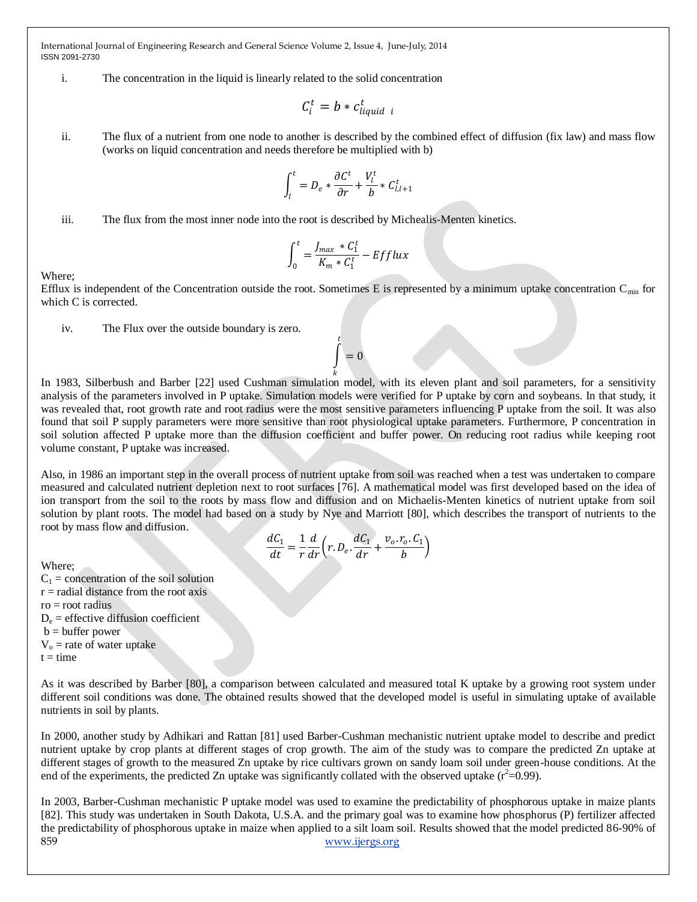i. The concentration in the liquid is linearly related to the solid concentration

$$C_i^t = b * c_{liquid\ \ i}^t$$

ii. The flux of a nutrient from one node to another is described by the combined effect of diffusion (fix law) and mass flow (works on liquid concentration and needs therefore be multiplied with b)

$$\int_l^t = D_e * \frac{\partial C^t}{\partial r} + \frac{V_l^t}{b} * C_{l,l+1}^t$$

iii. The flux from the most inner node into the root is described by Michealis-Menten kinetics.

$$\int_0^t = \frac{J_{max} * C_1^t}{K_m * C_1^t} - Efflux$$

Where;

Efflux is independent of the Concentration outside the root. Sometimes E is represented by a minimum uptake concentration $C_{min}$ for which C is corrected.

iv. The Flux over the outside boundary is zero.

$$\int_k^t = 0$$

In 1983, Silberbush and Barber [22] used Cushman simulation model, with its eleven plant and soil parameters, for a sensitivity analysis of the parameters involved in P uptake. Simulation models were verified for P uptake by corn and soybeans. In that study, it was revealed that, root growth rate and root radius were the most sensitive parameters influencing P uptake from the soil. It was also found that soil P supply parameters were more sensitive than root physiological uptake parameters. Furthermore, P concentration in soil solution affected P uptake more than the diffusion coefficient and buffer power. On reducing root radius while keeping root volume constant, P uptake was increased.

Also, in 1986 an important step in the overall process of nutrient uptake from soil was reached when a test was undertaken to compare measured and calculated nutrient depletion next to root surfaces [76]. A mathematical model was first developed based on the idea of ion transport from the soil to the roots by mass flow and diffusion and on Michaelis-Menten kinetics of nutrient uptake from soil solution by plant roots. The model had based on a study by Nye and Marriott [80], which describes the transport of nutrients to the root by mass flow and diffusion.

$$\frac{dC_1}{dt} = \frac{1}{r}\frac{d}{dr}\left(r.D_e.\frac{dC_1}{dr} + \frac{v_o.r_o.C_1}{b}\right)$$

Where;
$C_1$ = concentration of the soil solution
r = radial distance from the root axis
ro = root radius
$D_e$ = effective diffusion coefficient
b = buffer power
$V_o$ = rate of water uptake
t = time

As it was described by Barber [80], a comparison between calculated and measured total K uptake by a growing root system under different soil conditions was done. The obtained results showed that the developed model is useful in simulating uptake of available nutrients in soil by plants.

In 2000, another study by Adhikari and Rattan [81] used Barber-Cushman mechanistic nutrient uptake model to describe and predict nutrient uptake by crop plants at different stages of crop growth. The aim of the study was to compare the predicted Zn uptake at different stages of growth to the measured Zn uptake by rice cultivars grown on sandy loam soil under green-house conditions. At the end of the experiments, the predicted Zn uptake was significantly collated with the observed uptake ($r^2$=0.99).

In 2003, Barber-Cushman mechanistic P uptake model was used to examine the predictability of phosphorous uptake in maize plants [82]. This study was undertaken in South Dakota, U.S.A. and the primary goal was to examine how phosphorus (P) fertilizer affected the predictability of phosphorous uptake in maize when applied to a silt loam soil. Results showed that the model predicted 86-90% of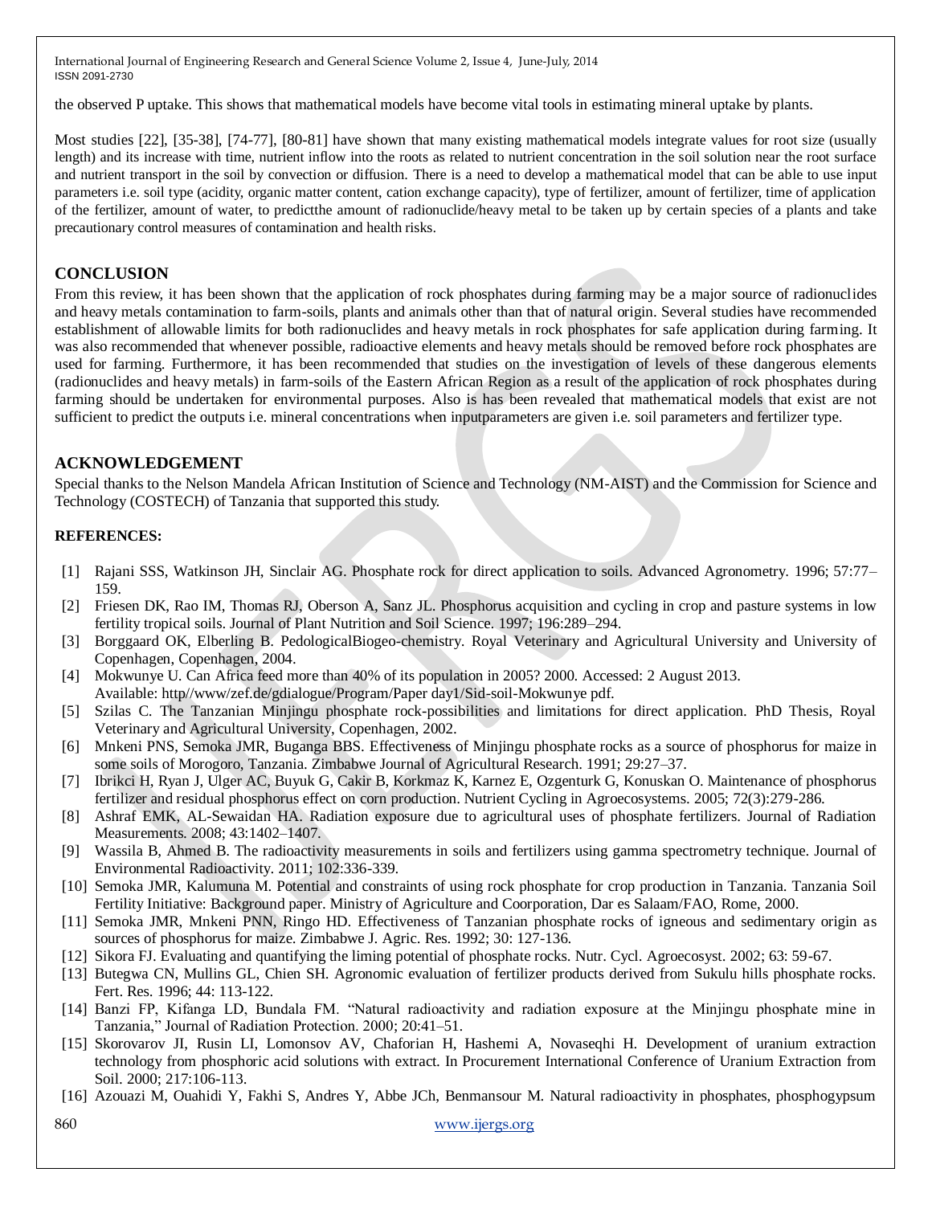the observed P uptake. This shows that mathematical models have become vital tools in estimating mineral uptake by plants.

Most studies [22], [35-38], [74-77], [80-81] have shown that many existing mathematical models integrate values for root size (usually length) and its increase with time, nutrient inflow into the roots as related to nutrient concentration in the soil solution near the root surface and nutrient transport in the soil by convection or diffusion. There is a need to develop a mathematical model that can be able to use input parameters i.e. soil type (acidity, organic matter content, cation exchange capacity), type of fertilizer, amount of fertilizer, time of application of the fertilizer, amount of water, to predictthe amount of radionuclide/heavy metal to be taken up by certain species of a plants and take precautionary control measures of contamination and health risks.

## CONCLUSION

From this review, it has been shown that the application of rock phosphates during farming may be a major source of radionuclides and heavy metals contamination to farm-soils, plants and animals other than that of natural origin. Several studies have recommended establishment of allowable limits for both radionuclides and heavy metals in rock phosphates for safe application during farming. It was also recommended that whenever possible, radioactive elements and heavy metals should be removed before rock phosphates are used for farming. Furthermore, it has been recommended that studies on the investigation of levels of these dangerous elements (radionuclides and heavy metals) in farm-soils of the Eastern African Region as a result of the application of rock phosphates during farming should be undertaken for environmental purposes. Also is has been revealed that mathematical models that exist are not sufficient to predict the outputs i.e. mineral concentrations when inputparameters are given i.e. soil parameters and fertilizer type.

## ACKNOWLEDGEMENT

Special thanks to the Nelson Mandela African Institution of Science and Technology (NM-AIST) and the Commission for Science and Technology (COSTECH) of Tanzania that supported this study.

**REFERENCES:**

[1] Rajani SSS, Watkinson JH, Sinclair AG. Phosphate rock for direct application to soils. Advanced Agronometry. 1996; 57:77–159.

[2] Friesen DK, Rao IM, Thomas RJ, Oberson A, Sanz JL. Phosphorus acquisition and cycling in crop and pasture systems in low fertility tropical soils. Journal of Plant Nutrition and Soil Science. 1997; 196:289–294.

[3] Borggaard OK, Elberling B. PedologicalBiogeo-chemistry. Royal Veterinary and Agricultural University and University of Copenhagen, Copenhagen, 2004.

[4] Mokwunye U. Can Africa feed more than 40% of its population in 2005? 2000. Accessed: 2 August 2013. Available: http//www/zef.de/gdialogue/Program/Paper day1/Sid-soil-Mokwunye pdf.

[5] Szilas C. The Tanzanian Minjingu phosphate rock-possibilities and limitations for direct application. PhD Thesis, Royal Veterinary and Agricultural University, Copenhagen, 2002.

[6] Mnkeni PNS, Semoka JMR, Buganga BBS. Effectiveness of Minjingu phosphate rocks as a source of phosphorus for maize in some soils of Morogoro, Tanzania. Zimbabwe Journal of Agricultural Research. 1991; 29:27–37.

[7] Ibrikci H, Ryan J, Ulger AC, Buyuk G, Cakir B, Korkmaz K, Karnez E, Ozgenturk G, Konuskan O. Maintenance of phosphorus fertilizer and residual phosphorus effect on corn production. Nutrient Cycling in Agroecosystems. 2005; 72(3):279-286.

[8] Ashraf EMK, AL-Sewaidan HA. Radiation exposure due to agricultural uses of phosphate fertilizers. Journal of Radiation Measurements. 2008; 43:1402–1407.

[9] Wassila B, Ahmed B. The radioactivity measurements in soils and fertilizers using gamma spectrometry technique. Journal of Environmental Radioactivity. 2011; 102:336-339.

[10] Semoka JMR, Kalumuna M. Potential and constraints of using rock phosphate for crop production in Tanzania. Tanzania Soil Fertility Initiative: Background paper. Ministry of Agriculture and Coorporation, Dar es Salaam/FAO, Rome, 2000.

[11] Semoka JMR, Mnkeni PNN, Ringo HD. Effectiveness of Tanzanian phosphate rocks of igneous and sedimentary origin as sources of phosphorus for maize. Zimbabwe J. Agric. Res. 1992; 30: 127-136.

[12] Sikora FJ. Evaluating and quantifying the liming potential of phosphate rocks. Nutr. Cycl. Agroecosyst. 2002; 63: 59-67.

[13] Butegwa CN, Mullins GL, Chien SH. Agronomic evaluation of fertilizer products derived from Sukulu hills phosphate rocks. Fert. Res. 1996; 44: 113-122.

[14] Banzi FP, Kifanga LD, Bundala FM. "Natural radioactivity and radiation exposure at the Minjingu phosphate mine in Tanzania," Journal of Radiation Protection. 2000; 20:41–51.

[15] Skorovarov JI, Rusin LI, Lomonsov AV, Chaforian H, Hashemi A, Novaseqhi H. Development of uranium extraction technology from phosphoric acid solutions with extract. In Procurement International Conference of Uranium Extraction from Soil. 2000; 217:106-113.

[16] Azouazi M, Ouahidi Y, Fakhi S, Andres Y, Abbe JCh, Benmansour M. Natural radioactivity in phosphates, phosphogypsum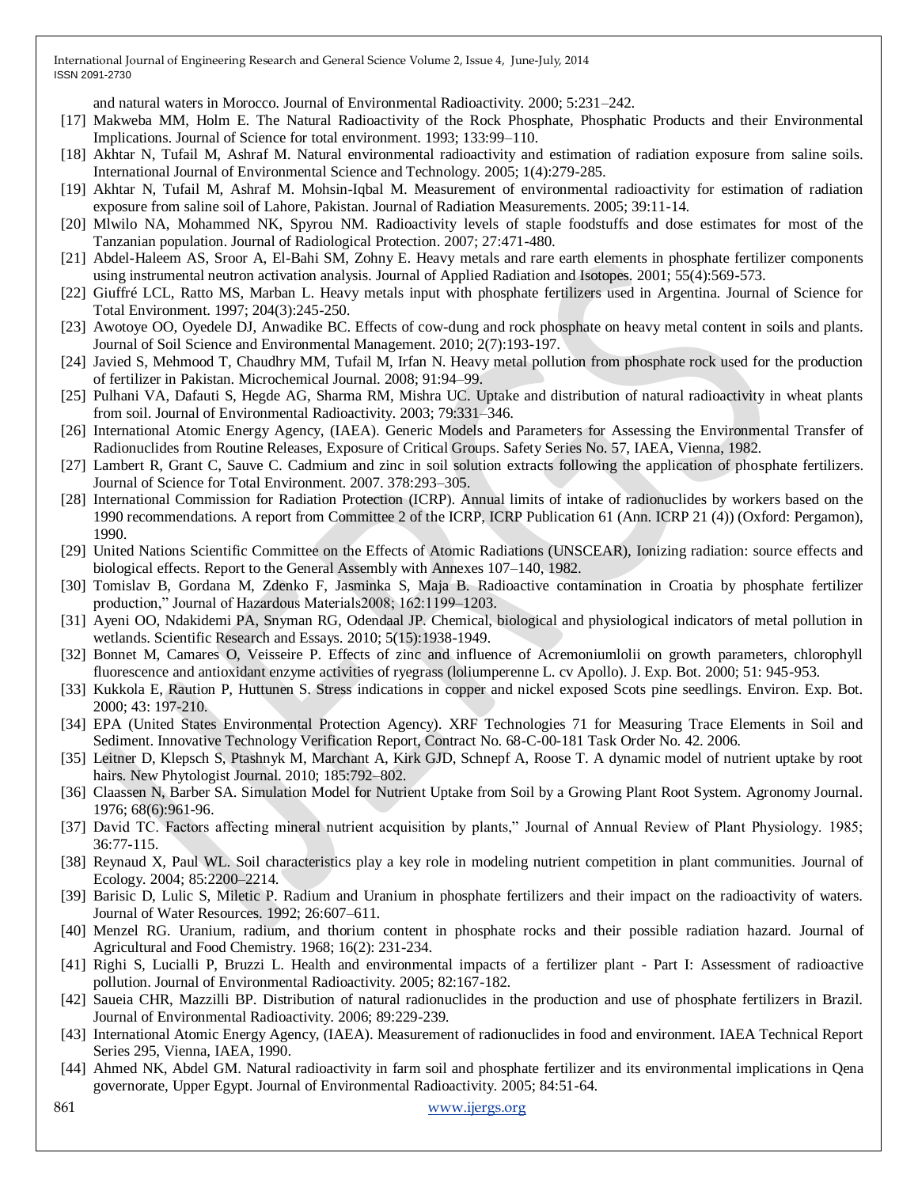and natural waters in Morocco. Journal of Environmental Radioactivity. 2000; 5:231–242.

[17] Makweba MM, Holm E. The Natural Radioactivity of the Rock Phosphate, Phosphatic Products and their Environmental Implications. Journal of Science for total environment. 1993; 133:99–110.

[18] Akhtar N, Tufail M, Ashraf M. Natural environmental radioactivity and estimation of radiation exposure from saline soils. International Journal of Environmental Science and Technology. 2005; 1(4):279-285.

[19] Akhtar N, Tufail M, Ashraf M. Mohsin-Iqbal M. Measurement of environmental radioactivity for estimation of radiation exposure from saline soil of Lahore, Pakistan. Journal of Radiation Measurements. 2005; 39:11-14.

[20] Mlwilo NA, Mohammed NK, Spyrou NM. Radioactivity levels of staple foodstuffs and dose estimates for most of the Tanzanian population. Journal of Radiological Protection. 2007; 27:471-480.

[21] Abdel-Haleem AS, Sroor A, El-Bahi SM, Zohny E. Heavy metals and rare earth elements in phosphate fertilizer components using instrumental neutron activation analysis. Journal of Applied Radiation and Isotopes. 2001; 55(4):569-573.

[22] Giuffré LCL, Ratto MS, Marban L. Heavy metals input with phosphate fertilizers used in Argentina. Journal of Science for Total Environment. 1997; 204(3):245-250.

[23] Awotoye OO, Oyedele DJ, Anwadike BC. Effects of cow-dung and rock phosphate on heavy metal content in soils and plants. Journal of Soil Science and Environmental Management. 2010; 2(7):193-197.

[24] Javied S, Mehmood T, Chaudhry MM, Tufail M, Irfan N. Heavy metal pollution from phosphate rock used for the production of fertilizer in Pakistan. Microchemical Journal. 2008; 91:94–99.

[25] Pulhani VA, Dafauti S, Hegde AG, Sharma RM, Mishra UC. Uptake and distribution of natural radioactivity in wheat plants from soil. Journal of Environmental Radioactivity. 2003; 79:331–346.

[26] International Atomic Energy Agency, (IAEA). Generic Models and Parameters for Assessing the Environmental Transfer of Radionuclides from Routine Releases, Exposure of Critical Groups. Safety Series No. 57, IAEA, Vienna, 1982.

[27] Lambert R, Grant C, Sauve C. Cadmium and zinc in soil solution extracts following the application of phosphate fertilizers. Journal of Science for Total Environment. 2007. 378:293–305.

[28] International Commission for Radiation Protection (ICRP). Annual limits of intake of radionuclides by workers based on the 1990 recommendations. A report from Committee 2 of the ICRP, ICRP Publication 61 (Ann. ICRP 21 (4)) (Oxford: Pergamon), 1990.

[29] United Nations Scientific Committee on the Effects of Atomic Radiations (UNSCEAR), Ionizing radiation: source effects and biological effects. Report to the General Assembly with Annexes 107–140, 1982.

[30] Tomislav B, Gordana M, Zdenko F, Jasminka S, Maja B. Radioactive contamination in Croatia by phosphate fertilizer production," Journal of Hazardous Materials2008; 162:1199–1203.

[31] Ayeni OO, Ndakidemi PA, Snyman RG, Odendaal JP. Chemical, biological and physiological indicators of metal pollution in wetlands. Scientific Research and Essays. 2010; 5(15):1938-1949.

[32] Bonnet M, Camares O, Veisseire P. Effects of zinc and influence of Acremoniumlolii on growth parameters, chlorophyll fluorescence and antioxidant enzyme activities of ryegrass (loliumperenne L. cv Apollo). J. Exp. Bot. 2000; 51: 945-953.

[33] Kukkola E, Raution P, Huttunen S. Stress indications in copper and nickel exposed Scots pine seedlings. Environ. Exp. Bot. 2000; 43: 197-210.

[34] EPA (United States Environmental Protection Agency). XRF Technologies 71 for Measuring Trace Elements in Soil and Sediment. Innovative Technology Verification Report, Contract No. 68-C-00-181 Task Order No. 42. 2006.

[35] Leitner D, Klepsch S, Ptashnyk M, Marchant A, Kirk GJD, Schnepf A, Roose T. A dynamic model of nutrient uptake by root hairs. New Phytologist Journal. 2010; 185:792–802.

[36] Claassen N, Barber SA. Simulation Model for Nutrient Uptake from Soil by a Growing Plant Root System. Agronomy Journal. 1976; 68(6):961-96.

[37] David TC. Factors affecting mineral nutrient acquisition by plants," Journal of Annual Review of Plant Physiology. 1985; 36:77-115.

[38] Reynaud X, Paul WL. Soil characteristics play a key role in modeling nutrient competition in plant communities. Journal of Ecology. 2004; 85:2200–2214.

[39] Barisic D, Lulic S, Miletic P. Radium and Uranium in phosphate fertilizers and their impact on the radioactivity of waters. Journal of Water Resources. 1992; 26:607–611.

[40] Menzel RG. Uranium, radium, and thorium content in phosphate rocks and their possible radiation hazard. Journal of Agricultural and Food Chemistry. 1968; 16(2): 231-234.

[41] Righi S, Lucialli P, Bruzzi L. Health and environmental impacts of a fertilizer plant - Part I: Assessment of radioactive pollution. Journal of Environmental Radioactivity. 2005; 82:167-182.

[42] Saueia CHR, Mazzilli BP. Distribution of natural radionuclides in the production and use of phosphate fertilizers in Brazil. Journal of Environmental Radioactivity. 2006; 89:229-239.

[43] International Atomic Energy Agency, (IAEA). Measurement of radionuclides in food and environment. IAEA Technical Report Series 295, Vienna, IAEA, 1990.

[44] Ahmed NK, Abdel GM. Natural radioactivity in farm soil and phosphate fertilizer and its environmental implications in Qena governorate, Upper Egypt. Journal of Environmental Radioactivity. 2005; 84:51-64.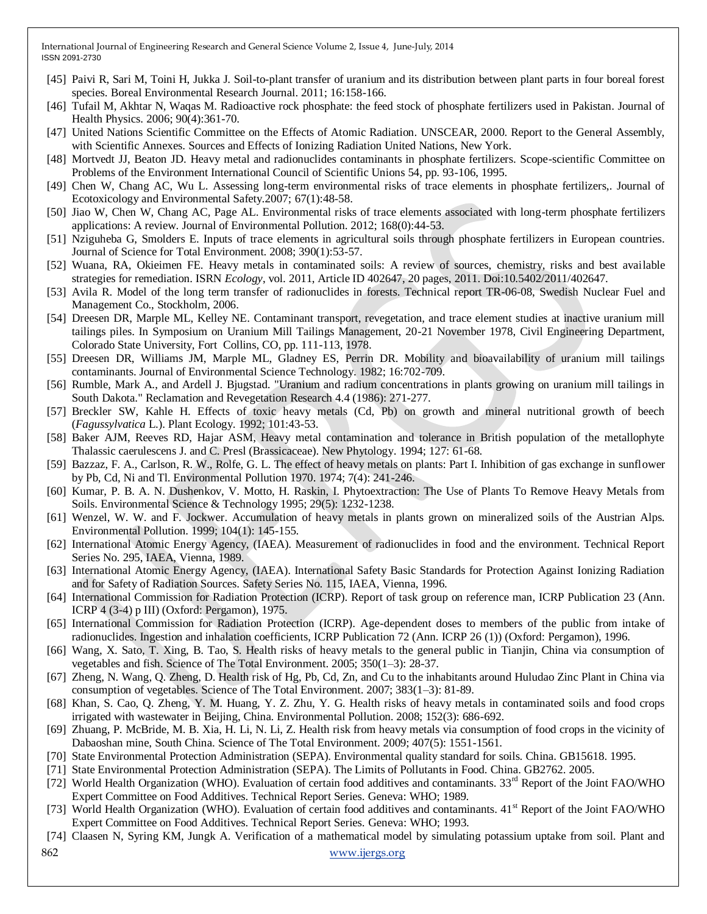[45] Paivi R, Sari M, Toini H, Jukka J. Soil-to-plant transfer of uranium and its distribution between plant parts in four boreal forest species. Boreal Environmental Research Journal. 2011; 16:158-166.

[46] Tufail M, Akhtar N, Waqas M. Radioactive rock phosphate: the feed stock of phosphate fertilizers used in Pakistan. Journal of Health Physics. 2006; 90(4):361-70.

[47] United Nations Scientific Committee on the Effects of Atomic Radiation. UNSCEAR, 2000. Report to the General Assembly, with Scientific Annexes. Sources and Effects of Ionizing Radiation United Nations, New York.

[48] Mortvedt JJ, Beaton JD. Heavy metal and radionuclides contaminants in phosphate fertilizers. Scope-scientific Committee on Problems of the Environment International Council of Scientific Unions 54, pp. 93-106, 1995.

[49] Chen W, Chang AC, Wu L. Assessing long-term environmental risks of trace elements in phosphate fertilizers,. Journal of Ecotoxicology and Environmental Safety.2007; 67(1):48-58.

[50] Jiao W, Chen W, Chang AC, Page AL. Environmental risks of trace elements associated with long-term phosphate fertilizers applications: A review. Journal of Environmental Pollution. 2012; 168(0):44-53.

[51] Nziguheba G, Smolders E. Inputs of trace elements in agricultural soils through phosphate fertilizers in European countries. Journal of Science for Total Environment. 2008; 390(1):53-57.

[52] Wuana, RA, Okieimen FE. Heavy metals in contaminated soils: A review of sources, chemistry, risks and best available strategies for remediation. ISRN *Ecology*, vol. 2011, Article ID 402647, 20 pages, 2011. Doi:10.5402/2011/402647.

[53] Avila R. Model of the long term transfer of radionuclides in forests. Technical report TR-06-08, Swedish Nuclear Fuel and Management Co., Stockholm, 2006.

[54] Dreesen DR, Marple ML, Kelley NE. Contaminant transport, revegetation, and trace element studies at inactive uranium mill tailings piles. In Symposium on Uranium Mill Tailings Management, 20-21 November 1978, Civil Engineering Department, Colorado State University, Fort Collins, CO, pp. 111-113, 1978.

[55] Dreesen DR, Williams JM, Marple ML, Gladney ES, Perrin DR. Mobility and bioavailability of uranium mill tailings contaminants. Journal of Environmental Science Technology. 1982; 16:702-709.

[56] Rumble, Mark A., and Ardell J. Bjugstad. "Uranium and radium concentrations in plants growing on uranium mill tailings in South Dakota." Reclamation and Revegetation Research 4.4 (1986): 271-277.

[57] Breckler SW, Kahle H. Effects of toxic heavy metals (Cd, Pb) on growth and mineral nutritional growth of beech (*Fagussylvatica* L.). Plant Ecology. 1992; 101:43-53.

[58] Baker AJM, Reeves RD, Hajar ASM, Heavy metal contamination and tolerance in British population of the metallophyte Thalassic caerulescens J. and C. Presl (Brassicaceae). New Phytology. 1994; 127: 61-68.

[59] Bazzaz, F. A., Carlson, R. W., Rolfe, G. L. The effect of heavy metals on plants: Part I. Inhibition of gas exchange in sunflower by Pb, Cd, Ni and Tl. Environmental Pollution 1970. 1974; 7(4): 241-246.

[60] Kumar, P. B. A. N. Dushenkov, V. Motto, H. Raskin, I. Phytoextraction: The Use of Plants To Remove Heavy Metals from Soils. Environmental Science & Technology 1995; 29(5): 1232-1238.

[61] Wenzel, W. W. and F. Jockwer. Accumulation of heavy metals in plants grown on mineralized soils of the Austrian Alps. Environmental Pollution. 1999; 104(1): 145-155.

[62] International Atomic Energy Agency, (IAEA). Measurement of radionuclides in food and the environment. Technical Report Series No. 295, IAEA, Vienna, 1989.

[63] International Atomic Energy Agency, (IAEA). International Safety Basic Standards for Protection Against Ionizing Radiation and for Safety of Radiation Sources. Safety Series No. 115, IAEA, Vienna, 1996.

[64] International Commission for Radiation Protection (ICRP). Report of task group on reference man, ICRP Publication 23 (Ann. ICRP 4 (3-4) p III) (Oxford: Pergamon), 1975.

[65] International Commission for Radiation Protection (ICRP). Age-dependent doses to members of the public from intake of radionuclides. Ingestion and inhalation coefficients, ICRP Publication 72 (Ann. ICRP 26 (1)) (Oxford: Pergamon), 1996.

[66] Wang, X. Sato, T. Xing, B. Tao, S. Health risks of heavy metals to the general public in Tianjin, China via consumption of vegetables and fish. Science of The Total Environment. 2005; 350(1–3): 28-37.

[67] Zheng, N. Wang, Q. Zheng, D. Health risk of Hg, Pb, Cd, Zn, and Cu to the inhabitants around Huludao Zinc Plant in China via consumption of vegetables. Science of The Total Environment. 2007; 383(1–3): 81-89.

[68] Khan, S. Cao, Q. Zheng, Y. M. Huang, Y. Z. Zhu, Y. G. Health risks of heavy metals in contaminated soils and food crops irrigated with wastewater in Beijing, China. Environmental Pollution. 2008; 152(3): 686-692.

[69] Zhuang, P. McBride, M. B. Xia, H. Li, N. Li, Z. Health risk from heavy metals via consumption of food crops in the vicinity of Dabaoshan mine, South China. Science of The Total Environment. 2009; 407(5): 1551-1561.

[70] State Environmental Protection Administration (SEPA). Environmental quality standard for soils. China. GB15618. 1995.

[71] State Environmental Protection Administration (SEPA). The Limits of Pollutants in Food. China. GB2762. 2005.

[72] World Health Organization (WHO). Evaluation of certain food additives and contaminants. 33rd Report of the Joint FAO/WHO Expert Committee on Food Additives. Technical Report Series. Geneva: WHO; 1989.

[73] World Health Organization (WHO). Evaluation of certain food additives and contaminants. 41st Report of the Joint FAO/WHO Expert Committee on Food Additives. Technical Report Series. Geneva: WHO; 1993.

[74] Claasen N, Syring KM, Jungk A. Verification of a mathematical model by simulating potassium uptake from soil. Plant and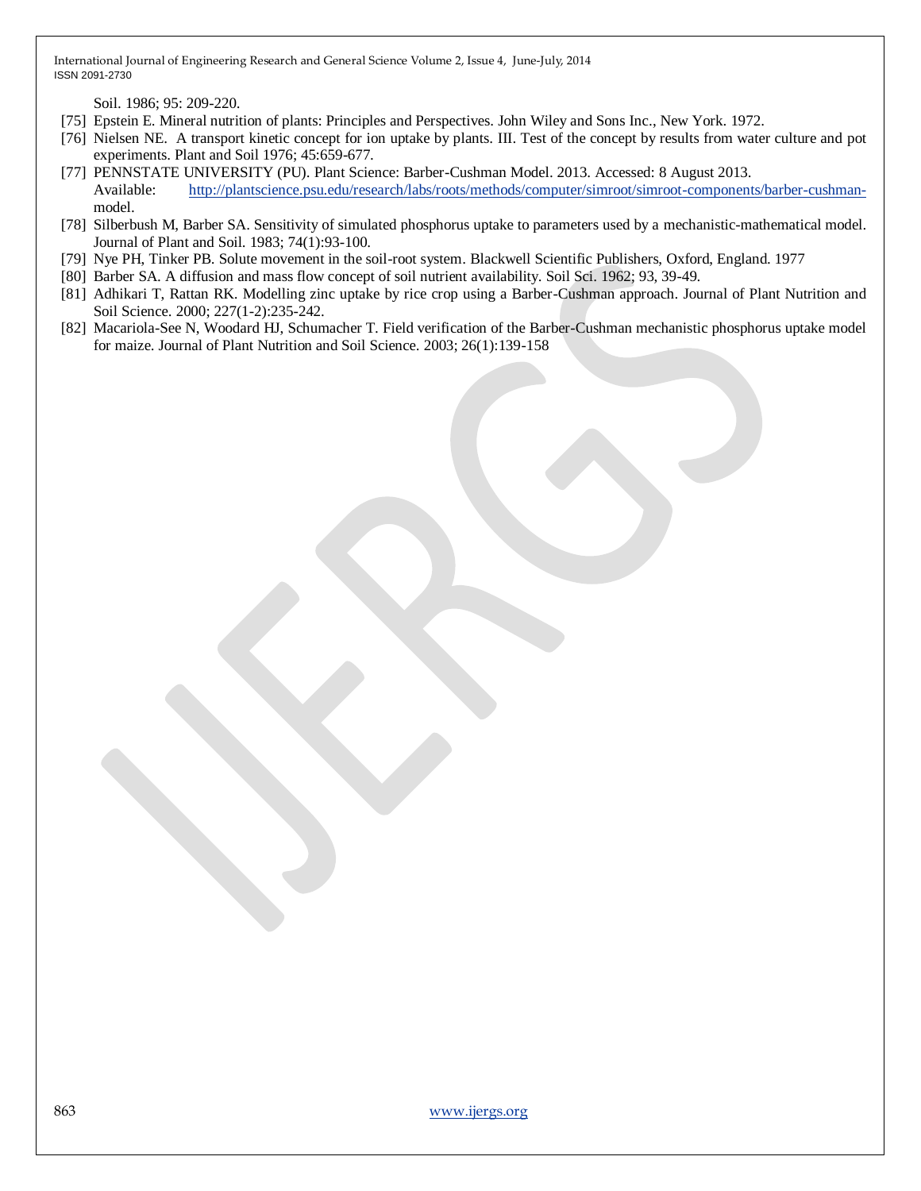Soil. 1986; 95: 209-220.

[75] Epstein E. Mineral nutrition of plants: Principles and Perspectives. John Wiley and Sons Inc., New York. 1972.

[76] Nielsen NE. A transport kinetic concept for ion uptake by plants. III. Test of the concept by results from water culture and pot experiments. Plant and Soil 1976; 45:659-677.

[77] PENNSTATE UNIVERSITY (PU). Plant Science: Barber-Cushman Model. 2013. Accessed: 8 August 2013. Available: http://plantscience.psu.edu/research/labs/roots/methods/computer/simroot/simroot-components/barber-cushman-model.

[78] Silberbush M, Barber SA. Sensitivity of simulated phosphorus uptake to parameters used by a mechanistic-mathematical model. Journal of Plant and Soil. 1983; 74(1):93-100.

[79] Nye PH, Tinker PB. Solute movement in the soil-root system. Blackwell Scientific Publishers, Oxford, England. 1977

[80] Barber SA. A diffusion and mass flow concept of soil nutrient availability. Soil Sci. 1962; 93, 39-49.

[81] Adhikari T, Rattan RK. Modelling zinc uptake by rice crop using a Barber-Cushman approach. Journal of Plant Nutrition and Soil Science. 2000; 227(1-2):235-242.

[82] Macariola-See N, Woodard HJ, Schumacher T. Field verification of the Barber-Cushman mechanistic phosphorus uptake model for maize. Journal of Plant Nutrition and Soil Science. 2003; 26(1):139-158